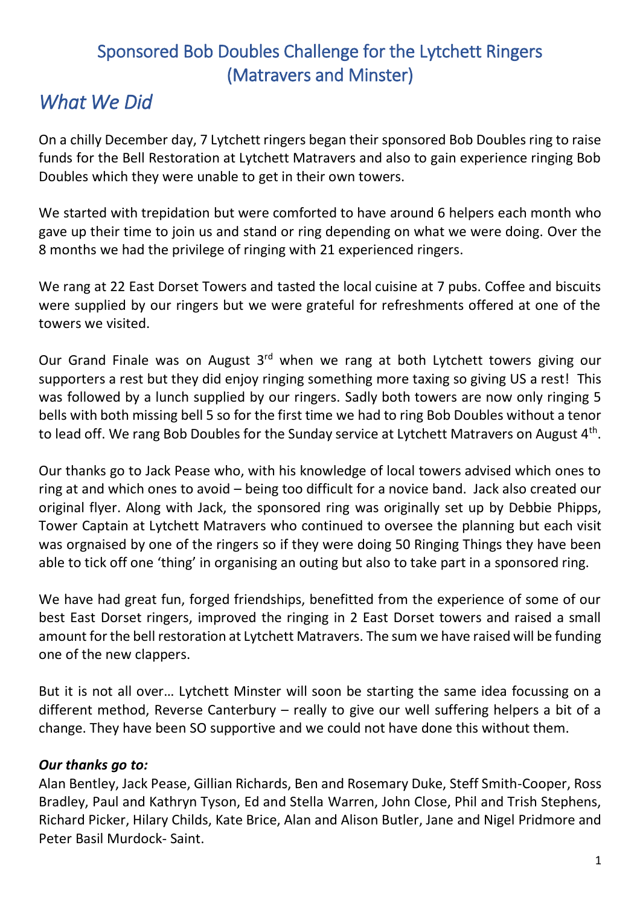# Sponsored Bob Doubles Challenge for the Lytchett Ringers (Matravers and Minster)

## *What We Did*

On a chilly December day, 7 Lytchett ringers began their sponsored Bob Doubles ring to raise funds for the Bell Restoration at Lytchett Matravers and also to gain experience ringing Bob Doubles which they were unable to get in their own towers.

We started with trepidation but were comforted to have around 6 helpers each month who gave up their time to join us and stand or ring depending on what we were doing. Over the 8 months we had the privilege of ringing with 21 experienced ringers.

We rang at 22 East Dorset Towers and tasted the local cuisine at 7 pubs. Coffee and biscuits were supplied by our ringers but we were grateful for refreshments offered at one of the towers we visited.

Our Grand Finale was on August 3rd when we rang at both Lytchett towers giving our supporters a rest but they did enjoy ringing something more taxing so giving US a rest! This was followed by a lunch supplied by our ringers. Sadly both towers are now only ringing 5 bells with both missing bell 5 so for the first time we had to ring Bob Doubles without a tenor to lead off. We rang Bob Doubles for the Sunday service at Lytchett Matravers on August 4th.

Our thanks go to Jack Pease who, with his knowledge of local towers advised which ones to ring at and which ones to avoid – being too difficult for a novice band. Jack also created our original flyer. Along with Jack, the sponsored ring was originally set up by Debbie Phipps, Tower Captain at Lytchett Matravers who continued to oversee the planning but each visit was orgnaised by one of the ringers so if they were doing 50 Ringing Things they have been able to tick off one 'thing' in organising an outing but also to take part in a sponsored ring.

We have had great fun, forged friendships, benefitted from the experience of some of our best East Dorset ringers, improved the ringing in 2 East Dorset towers and raised a small amount for the bell restoration at Lytchett Matravers. The sum we have raised will be funding one of the new clappers.

But it is not all over… Lytchett Minster will soon be starting the same idea focussing on a different method, Reverse Canterbury – really to give our well suffering helpers a bit of a change. They have been SO supportive and we could not have done this without them.

***Our thanks go to:***

Alan Bentley, Jack Pease, Gillian Richards, Ben and Rosemary Duke, Steff Smith-Cooper, Ross Bradley, Paul and Kathryn Tyson, Ed and Stella Warren, John Close, Phil and Trish Stephens, Richard Picker, Hilary Childs, Kate Brice, Alan and Alison Butler, Jane and Nigel Pridmore and Peter Basil Murdock- Saint.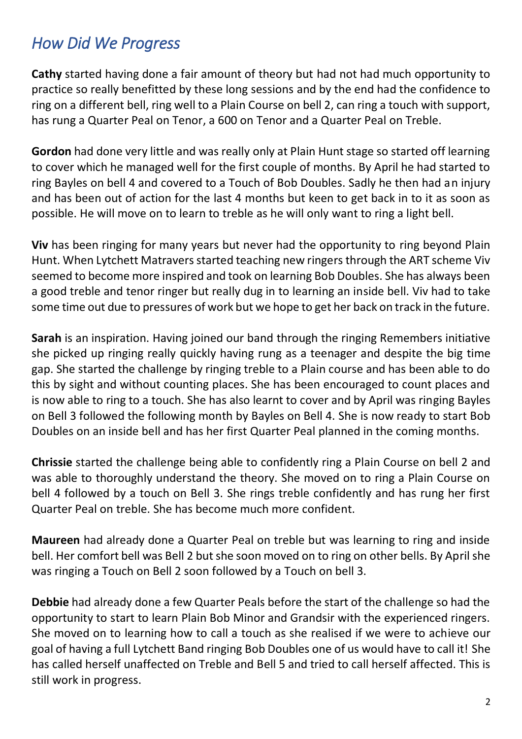## *How Did We Progress*

**Cathy** started having done a fair amount of theory but had not had much opportunity to practice so really benefitted by these long sessions and by the end had the confidence to ring on a different bell, ring well to a Plain Course on bell 2, can ring a touch with support, has rung a Quarter Peal on Tenor, a 600 on Tenor and a Quarter Peal on Treble.

**Gordon** had done very little and was really only at Plain Hunt stage so started off learning to cover which he managed well for the first couple of months. By April he had started to ring Bayles on bell 4 and covered to a Touch of Bob Doubles. Sadly he then had an injury and has been out of action for the last 4 months but keen to get back in to it as soon as possible. He will move on to learn to treble as he will only want to ring a light bell.

**Viv** has been ringing for many years but never had the opportunity to ring beyond Plain Hunt. When Lytchett Matravers started teaching new ringers through the ART scheme Viv seemed to become more inspired and took on learning Bob Doubles. She has always been a good treble and tenor ringer but really dug in to learning an inside bell. Viv had to take some time out due to pressures of work but we hope to get her back on track in the future.

**Sarah** is an inspiration. Having joined our band through the ringing Remembers initiative she picked up ringing really quickly having rung as a teenager and despite the big time gap. She started the challenge by ringing treble to a Plain course and has been able to do this by sight and without counting places. She has been encouraged to count places and is now able to ring to a touch. She has also learnt to cover and by April was ringing Bayles on Bell 3 followed the following month by Bayles on Bell 4. She is now ready to start Bob Doubles on an inside bell and has her first Quarter Peal planned in the coming months.

**Chrissie** started the challenge being able to confidently ring a Plain Course on bell 2 and was able to thoroughly understand the theory. She moved on to ring a Plain Course on bell 4 followed by a touch on Bell 3. She rings treble confidently and has rung her first Quarter Peal on treble. She has become much more confident.

**Maureen** had already done a Quarter Peal on treble but was learning to ring and inside bell. Her comfort bell was Bell 2 but she soon moved on to ring on other bells. By April she was ringing a Touch on Bell 2 soon followed by a Touch on bell 3.

**Debbie** had already done a few Quarter Peals before the start of the challenge so had the opportunity to start to learn Plain Bob Minor and Grandsir with the experienced ringers. She moved on to learning how to call a touch as she realised if we were to achieve our goal of having a full Lytchett Band ringing Bob Doubles one of us would have to call it! She has called herself unaffected on Treble and Bell 5 and tried to call herself affected. This is still work in progress.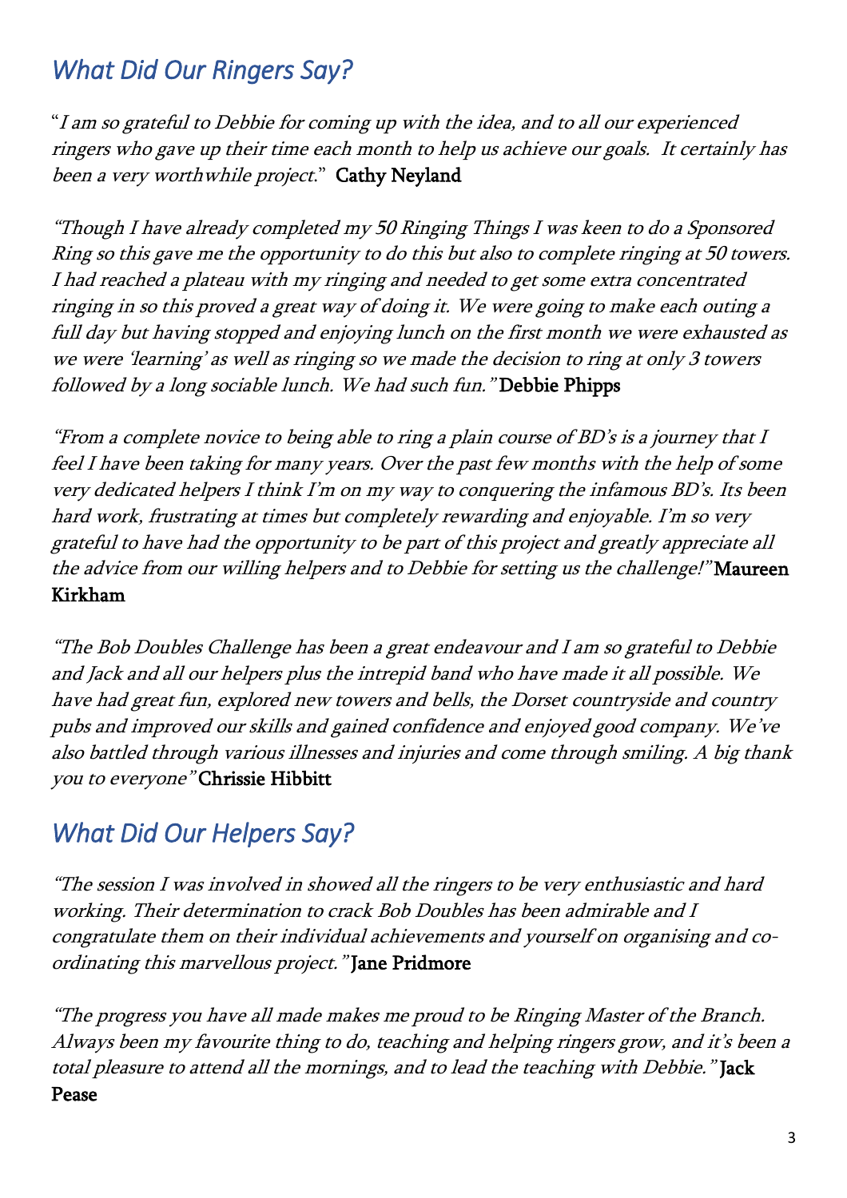## *What Did Our Ringers Say?*

"*I am so grateful to Debbie for coming up with the idea, and to all our experienced ringers who gave up their time each month to help us achieve our goals. It certainly has been a very worthwhile project*." **Cathy Neyland**

*"Though I have already completed my 50 Ringing Things I was keen to do a Sponsored Ring so this gave me the opportunity to do this but also to complete ringing at 50 towers. I had reached a plateau with my ringing and needed to get some extra concentrated ringing in so this proved a great way of doing it. We were going to make each outing a full day but having stopped and enjoying lunch on the first month we were exhausted as we were 'learning' as well as ringing so we made the decision to ring at only 3 towers followed by a long sociable lunch. We had such fun."* **Debbie Phipps**

*"From a complete novice to being able to ring a plain course of BD's is a journey that I feel I have been taking for many years. Over the past few months with the help of some very dedicated helpers I think I'm on my way to conquering the infamous BD's. Its been hard work, frustrating at times but completely rewarding and enjoyable. I'm so very grateful to have had the opportunity to be part of this project and greatly appreciate all the advice from our willing helpers and to Debbie for setting us the challenge!"* **Maureen Kirkham**

*"The Bob Doubles Challenge has been a great endeavour and I am so grateful to Debbie and Jack and all our helpers plus the intrepid band who have made it all possible. We have had great fun, explored new towers and bells, the Dorset countryside and country pubs and improved our skills and gained confidence and enjoyed good company. We've also battled through various illnesses and injuries and come through smiling. A big thank you to everyone"* **Chrissie Hibbitt**

## *What Did Our Helpers Say?*

*"The session I was involved in showed all the ringers to be very enthusiastic and hard working. Their determination to crack Bob Doubles has been admirable and I congratulate them on their individual achievements and yourself on organising and co-ordinating this marvellous project."* **Jane Pridmore**

*"The progress you have all made makes me proud to be Ringing Master of the Branch. Always been my favourite thing to do, teaching and helping ringers grow, and it's been a total pleasure to attend all the mornings, and to lead the teaching with Debbie."* **Jack Pease**